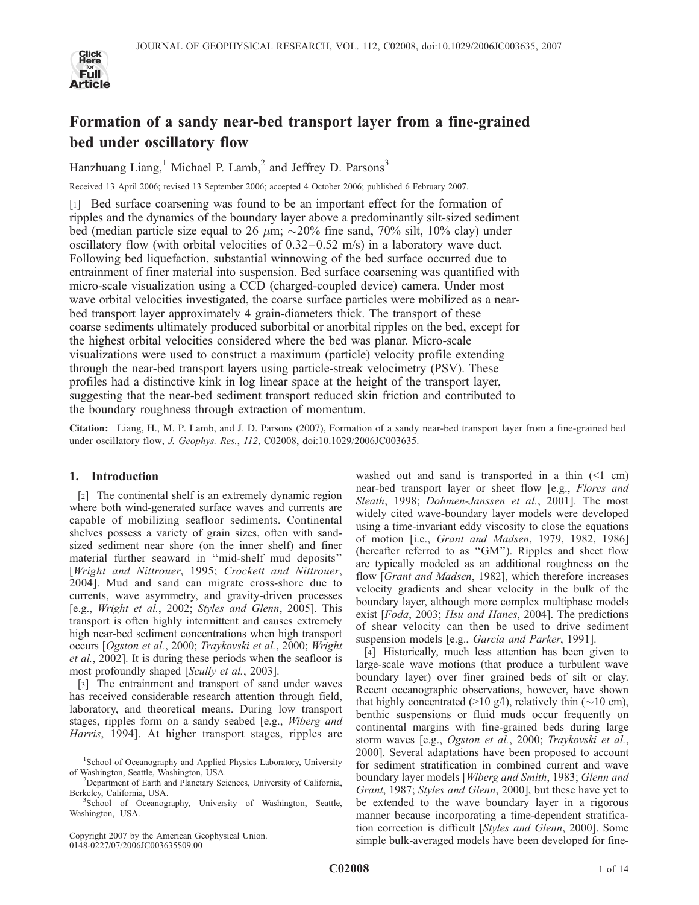# Formation of a sandy near-bed transport layer from a fine-grained bed under oscillatory flow

Hanzhuang Liang,[1] Michael P. Lamb,[2] and Jeffrey D. Parsons[3]

Received 13 April 2006; revised 13 September 2006; accepted 4 October 2006; published 6 February 2007.

[1] Bed surface coarsening was found to be an important effect for the formation of ripples and the dynamics of the boundary layer above a predominantly silt-sized sediment bed (median particle size equal to 26 $\mu$m; ~20% fine sand, 70% silt, 10% clay) under oscillatory flow (with orbital velocities of 0.32–0.52 m/s) in a laboratory wave duct. Following bed liquefaction, substantial winnowing of the bed surface occurred due to entrainment of finer material into suspension. Bed surface coarsening was quantified with micro-scale visualization using a CCD (charged-coupled device) camera. Under most wave orbital velocities investigated, the coarse surface particles were mobilized as a near-bed transport layer approximately 4 grain-diameters thick. The transport of these coarse sediments ultimately produced suborbital or anorbital ripples on the bed, except for the highest orbital velocities considered where the bed was planar. Micro-scale visualizations were used to construct a maximum (particle) velocity profile extending through the near-bed transport layers using particle-streak velocimetry (PSV). These profiles had a distinctive kink in log linear space at the height of the transport layer, suggesting that the near-bed sediment transport reduced skin friction and contributed to the boundary roughness through extraction of momentum.

**Citation:** Liang, H., M. P. Lamb, and J. D. Parsons (2007), Formation of a sandy near-bed transport layer from a fine-grained bed under oscillatory flow, *J. Geophys. Res.*, *112*, C02008, doi:10.1029/2006JC003635.

## 1. Introduction

[2] The continental shelf is an extremely dynamic region where both wind-generated surface waves and currents are capable of mobilizing seafloor sediments. Continental shelves possess a variety of grain sizes, often with sand-sized sediment near shore (on the inner shelf) and finer material further seaward in "mid-shelf mud deposits" [*Wright and Nittrouer*, 1995; *Crockett and Nittrouer*, 2004]. Mud and sand can migrate cross-shore due to currents, wave asymmetry, and gravity-driven processes [e.g., *Wright et al.*, 2002; *Styles and Glenn*, 2005]. This transport is often highly intermittent and causes extremely high near-bed sediment concentrations when high transport occurs [*Ogston et al.*, 2000; *Traykovski et al.*, 2000; *Wright et al.*, 2002]. It is during these periods when the seafloor is most profoundly shaped [*Scully et al.*, 2003].

[3] The entrainment and transport of sand under waves has received considerable research attention through field, laboratory, and theoretical means. During low transport stages, ripples form on a sandy seabed [e.g., *Wiberg and Harris*, 1994]. At higher transport stages, ripples are washed out and sand is transported in a thin (<1 cm) near-bed transport layer or sheet flow [e.g., *Flores and Sleath*, 1998; *Dohmen-Janssen et al.*, 2001]. The most widely cited wave-boundary layer models were developed using a time-invariant eddy viscosity to close the equations of motion [i.e., *Grant and Madsen*, 1979, 1982, 1986] (hereafter referred to as "GM"). Ripples and sheet flow are typically modeled as an additional roughness on the flow [*Grant and Madsen*, 1982], which therefore increases velocity gradients and shear velocity in the bulk of the boundary layer, although more complex multiphase models exist [*Foda*, 2003; *Hsu and Hanes*, 2004]. The predictions of shear velocity can then be used to drive sediment suspension models [e.g., *García and Parker*, 1991].

[4] Historically, much less attention has been given to large-scale wave motions (that produce a turbulent wave boundary layer) over finer grained beds of silt or clay. Recent oceanographic observations, however, have shown that highly concentrated (>10 g/l), relatively thin (~10 cm), benthic suspensions or fluid muds occur frequently on continental margins with fine-grained beds during large storm waves [e.g., *Ogston et al.*, 2000; *Traykovski et al.*, 2000]. Several adaptations have been proposed to account for sediment stratification in combined current and wave boundary layer models [*Wiberg and Smith*, 1983; *Glenn and Grant*, 1987; *Styles and Glenn*, 2000], but these have yet to be extended to the wave boundary layer in a rigorous manner because incorporating a time-dependent stratification correction is difficult [*Styles and Glenn*, 2000]. Some simple bulk-averaged models have been developed for fine-

---

[1] School of Oceanography and Applied Physics Laboratory, University of Washington, Seattle, Washington, USA.

[2] Department of Earth and Planetary Sciences, University of California, Berkeley, California, USA.

[3] School of Oceanography, University of Washington, Seattle, Washington, USA.

Copyright 2007 by the American Geophysical Union.
0148-0227/07/2006JC003635$09.00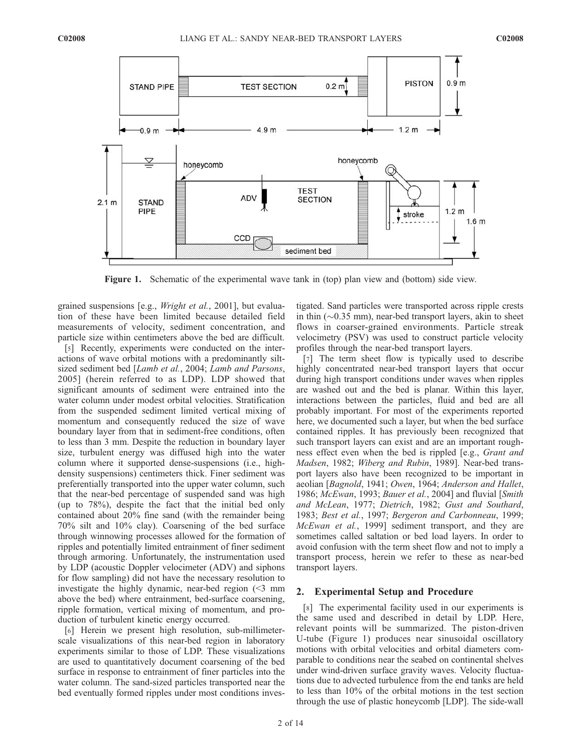STAND PIPE

TEST SECTION

0.2 m

PISTON

0.9 m

0.9 m

4.9 m

1.2 m

2.1 m

honeycomb

honeycomb

STAND PIPE

ADV

TEST SECTION

stroke

1.2 m

1.6 m

CCD

sediment bed

**Figure 1.** Schematic of the experimental wave tank in (top) plan view and (bottom) side view.

grained suspensions [e.g., *Wright et al.*, 2001], but evaluation of these have been limited because detailed field measurements of velocity, sediment concentration, and particle size within centimeters above the bed are difficult.

[5] Recently, experiments were conducted on the interactions of wave orbital motions with a predominantly silt-sized sediment bed [*Lamb et al.*, 2004; *Lamb and Parsons*, 2005] (herein referred to as LDP). LDP showed that significant amounts of sediment were entrained into the water column under modest orbital velocities. Stratification from the suspended sediment limited vertical mixing of momentum and consequently reduced the size of wave boundary layer from that in sediment-free conditions, often to less than 3 mm. Despite the reduction in boundary layer size, turbulent energy was diffused high into the water column where it supported dense-suspensions (i.e., high-density suspensions) centimeters thick. Finer sediment was preferentially transported into the upper water column, such that the near-bed percentage of suspended sand was high (up to 78%), despite the fact that the initial bed only contained about 20% fine sand (with the remainder being 70% silt and 10% clay). Coarsening of the bed surface through winnowing processes allowed for the formation of ripples and potentially limited entrainment of finer sediment through armoring. Unfortunately, the instrumentation used by LDP (acoustic Doppler velocimeter (ADV) and siphons for flow sampling) did not have the necessary resolution to investigate the highly dynamic, near-bed region (<3 mm above the bed) where entrainment, bed-surface coarsening, ripple formation, vertical mixing of momentum, and production of turbulent kinetic energy occurred.

[6] Herein we present high resolution, sub-millimeter-scale visualizations of this near-bed region in laboratory experiments similar to those of LDP. These visualizations are used to quantitatively document coarsening of the bed surface in response to entrainment of finer particles into the water column. The sand-sized particles transported near the bed eventually formed ripples under most conditions investigated. Sand particles were transported across ripple crests in thin (~0.35 mm), near-bed transport layers, akin to sheet flows in coarser-grained environments. Particle streak velocimetry (PSV) was used to construct particle velocity profiles through the near-bed transport layers.

[7] The term sheet flow is typically used to describe highly concentrated near-bed transport layers that occur during high transport conditions under waves when ripples are washed out and the bed is planar. Within this layer, interactions between the particles, fluid and bed are all probably important. For most of the experiments reported here, we documented such a layer, but when the bed surface contained ripples. It has previously been recognized that such transport layers can exist and are an important roughness effect even when the bed is rippled [e.g., *Grant and Madsen*, 1982; *Wiberg and Rubin*, 1989]. Near-bed transport layers also have been recognized to be important in aeolian [*Bagnold*, 1941; *Owen*, 1964; *Anderson and Hallet*, 1986; *McEwan*, 1993; *Bauer et al.*, 2004] and fluvial [*Smith and McLean*, 1977; *Dietrich*, 1982; *Gust and Southard*, 1983; *Best et al.*, 1997; *Bergeron and Carbonneau*, 1999; *McEwan et al.*, 1999] sediment transport, and they are sometimes called saltation or bed load layers. In order to avoid confusion with the term sheet flow and not to imply a transport process, herein we refer to these as near-bed transport layers.

## 2. Experimental Setup and Procedure

[8] The experimental facility used in our experiments is the same used and described in detail by LDP. Here, relevant points will be summarized. The piston-driven U-tube (Figure 1) produces near sinusoidal oscillatory motions with orbital velocities and orbital diameters comparable to conditions near the seabed on continental shelves under wind-driven surface gravity waves. Velocity fluctuations due to advected turbulence from the end tanks are held to less than 10% of the orbital motions in the test section through the use of plastic honeycomb [LDP]. The side-wall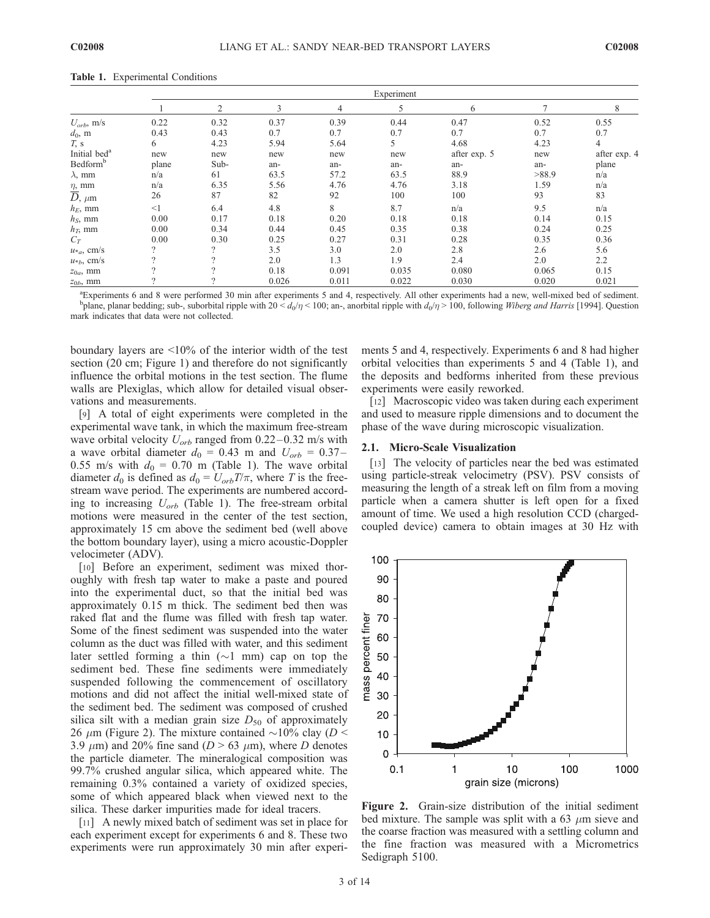**Table 1.** Experimental Conditions

| | Experiment | | | | | | | |
|---|---|---|---|---|---|---|---|---|
| | 1 | 2 | 3 | 4 | 5 | 6 | 7 | 8 |
| $U_{orb}$, m/s | 0.22 | 0.32 | 0.37 | 0.39 | 0.44 | 0.47 | 0.52 | 0.55 |
| $d_0$, m | 0.43 | 0.43 | 0.7 | 0.7 | 0.7 | 0.7 | 0.7 | 0.7 |
| $T$, s | 6 | 4.23 | 5.94 | 5.64 | 5 | 4.68 | 4.23 | 4 |
| Initial bed[a] | new | new | new | new | new | after exp. 5 | new | after exp. 4 |
| Bedform[b] | plane | Sub- | an- | an- | an- | an- | an- | plane |
| $\lambda$, mm | n/a | 61 | 63.5 | 57.2 | 63.5 | 88.9 | >88.9 | n/a |
| $\eta$, mm | n/a | 6.35 | 5.56 | 4.76 | 4.76 | 3.18 | 1.59 | n/a |
| $\overline{D}$, $\mu$m | 26 | 87 | 82 | 92 | 100 | 100 | 93 | 83 |
| $h_E$, mm | <1 | 6.4 | 4.8 | 8 | 8.7 | n/a | 9.5 | n/a |
| $h_S$, mm | 0.00 | 0.17 | 0.18 | 0.20 | 0.18 | 0.18 | 0.14 | 0.15 |
| $h_T$, mm | 0.00 | 0.34 | 0.44 | 0.45 | 0.35 | 0.38 | 0.24 | 0.25 |
| $C_T$ | 0.00 | 0.30 | 0.25 | 0.27 | 0.31 | 0.28 | 0.35 | 0.36 |
| $u_{*a}$, cm/s | ? | ? | 3.5 | 3.0 | 2.0 | 2.8 | 2.6 | 5.6 |
| $u_{*b}$, cm/s | ? | ? | 2.0 | 1.3 | 1.9 | 2.4 | 2.0 | 2.2 |
| $z_{0a}$, mm | ? | ? | 0.18 | 0.091 | 0.035 | 0.080 | 0.065 | 0.15 |
| $z_{0b}$, mm | ? | ? | 0.026 | 0.011 | 0.022 | 0.030 | 0.020 | 0.021 |

[a]Experiments 6 and 8 were performed 30 min after experiments 5 and 4, respectively. All other experiments had a new, well-mixed bed of sediment.
[b]plane, planar bedding; sub-, suborbital ripple with $20 < d_0/\eta < 100$; an-, anorbital ripple with $d_0/\eta > 100$, following *Wiberg and Harris* [1994]. Question mark indicates that data were not collected.

boundary layers are <10% of the interior width of the test section (20 cm; Figure 1) and therefore do not significantly influence the orbital motions in the test section. The flume walls are Plexiglas, which allow for detailed visual observations and measurements.

[9] A total of eight experiments were completed in the experimental wave tank, in which the maximum free-stream wave orbital velocity $U_{orb}$ ranged from 0.22–0.32 m/s with a wave orbital diameter $d_0$ = 0.43 m and $U_{orb}$ = 0.37–0.55 m/s with $d_0$ = 0.70 m (Table 1). The wave orbital diameter $d_0$ is defined as $d_0 = U_{orb}T/\pi$, where $T$ is the free-stream wave period. The experiments are numbered according to increasing $U_{orb}$ (Table 1). The free-stream orbital motions were measured in the center of the test section, approximately 15 cm above the sediment bed (well above the bottom boundary layer), using a micro acoustic-Doppler velocimeter (ADV).

[10] Before an experiment, sediment was mixed thoroughly with fresh tap water to make a paste and poured into the experimental duct, so that the initial bed was approximately 0.15 m thick. The sediment bed then was raked flat and the flume was filled with fresh tap water. Some of the finest sediment was suspended into the water column as the duct was filled with water, and this sediment later settled forming a thin (~1 mm) cap on top the sediment bed. These fine sediments were immediately suspended following the commencement of oscillatory motions and did not affect the initial well-mixed state of the sediment bed. The sediment was composed of crushed silica silt with a median grain size $D_{50}$ of approximately 26 $\mu$m (Figure 2). The mixture contained ~10% clay ($D$ < 3.9 $\mu$m) and 20% fine sand ($D$ > 63 $\mu$m), where $D$ denotes the particle diameter. The mineralogical composition was 99.7% crushed angular silica, which appeared white. The remaining 0.3% contained a variety of oxidized species, some of which appeared black when viewed next to the silica. These darker impurities made for ideal tracers.

[11] A newly mixed batch of sediment was set in place for each experiment except for experiments 6 and 8. These two experiments were run approximately 30 min after experiments 5 and 4, respectively. Experiments 6 and 8 had higher orbital velocities than experiments 5 and 4 (Table 1), and the deposits and bedforms inherited from these previous experiments were easily reworked.

[12] Macroscopic video was taken during each experiment and used to measure ripple dimensions and to document the phase of the wave during microscopic visualization.

## 2.1. Micro-Scale Visualization

[13] The velocity of particles near the bed was estimated using particle-streak velocimetry (PSV). PSV consists of measuring the length of a streak left on film from a moving particle when a camera shutter is left open for a fixed amount of time. We used a high resolution CCD (charged-coupled device) camera to obtain images at 30 Hz with

mass percent finer
0 10 20 30 40 50 60 70 80 90 100
grain size (microns)
0.1 1 10 100 1000

**Figure 2.** Grain-size distribution of the initial sediment bed mixture. The sample was split with a 63 $\mu$m sieve and the coarse fraction was measured with a settling column and the fine fraction was measured with a Micrometrics Sedigraph 5100.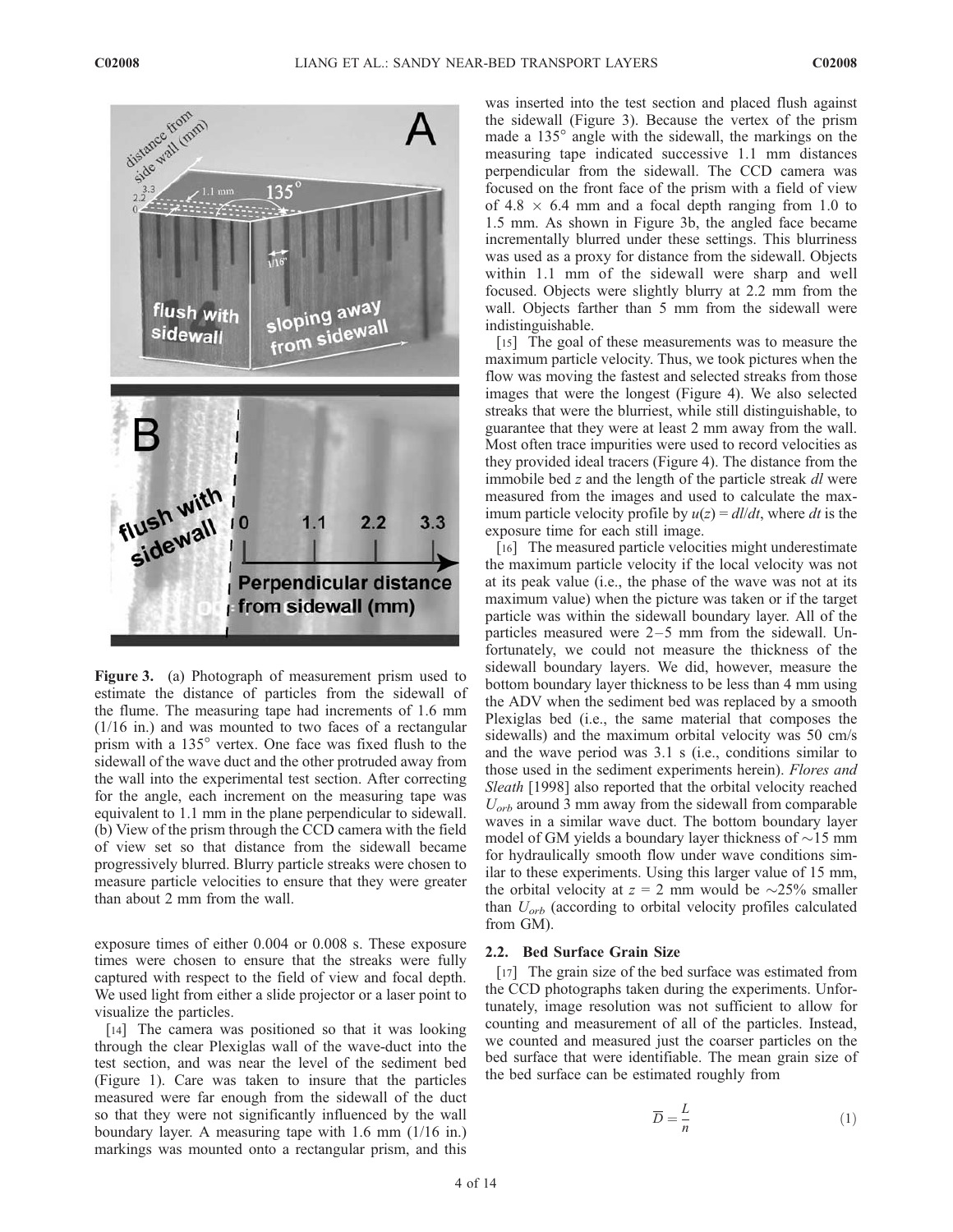A

distance from side wall (mm)

3.3
2.2
0

1.1 mm

135°

1/16"

flush with sidewall

sloping away from sidewall

B

flush with sidewall

0 1.1 2.2 3.3

Perpendicular distance from sidewall (mm)

**Figure 3.** (a) Photograph of measurement prism used to estimate the distance of particles from the sidewall of the flume. The measuring tape had increments of 1.6 mm (1/16 in.) and was mounted to two faces of a rectangular prism with a 135° vertex. One face was fixed flush to the sidewall of the wave duct and the other protruded away from the wall into the experimental test section. After correcting for the angle, each increment on the measuring tape was equivalent to 1.1 mm in the plane perpendicular to sidewall. (b) View of the prism through the CCD camera with the field of view set so that distance from the sidewall became progressively blurred. Blurry particle streaks were chosen to measure particle velocities to ensure that they were greater than about 2 mm from the wall.

exposure times of either 0.004 or 0.008 s. These exposure times were chosen to ensure that the streaks were fully captured with respect to the field of view and focal depth. We used light from either a slide projector or a laser point to visualize the particles.

[14] The camera was positioned so that it was looking through the clear Plexiglas wall of the wave-duct into the test section, and was near the level of the sediment bed (Figure 1). Care was taken to insure that the particles measured were far enough from the sidewall of the duct so that they were not significantly influenced by the wall boundary layer. A measuring tape with 1.6 mm (1/16 in.) markings was mounted onto a rectangular prism, and this was inserted into the test section and placed flush against the sidewall (Figure 3). Because the vertex of the prism made a 135° angle with the sidewall, the markings on the measuring tape indicated successive 1.1 mm distances perpendicular from the sidewall. The CCD camera was focused on the front face of the prism with a field of view of 4.8 × 6.4 mm and a focal depth ranging from 1.0 to 1.5 mm. As shown in Figure 3b, the angled face became incrementally blurred under these settings. This blurriness was used as a proxy for distance from the sidewall. Objects within 1.1 mm of the sidewall were sharp and well focused. Objects were slightly blurry at 2.2 mm from the wall. Objects farther than 5 mm from the sidewall were indistinguishable.

[15] The goal of these measurements was to measure the maximum particle velocity. Thus, we took pictures when the flow was moving the fastest and selected streaks from those images that were the longest (Figure 4). We also selected streaks that were the blurriest, while still distinguishable, to guarantee that they were at least 2 mm away from the wall. Most often trace impurities were used to record velocities as they provided ideal tracers (Figure 4). The distance from the immobile bed $z$ and the length of the particle streak $dl$ were measured from the images and used to calculate the maximum particle velocity profile by $u(z) = dl/dt$, where $dt$ is the exposure time for each still image.

[16] The measured particle velocities might underestimate the maximum particle velocity if the local velocity was not at its peak value (i.e., the phase of the wave was not at its maximum value) when the picture was taken or if the target particle was within the sidewall boundary layer. All of the particles measured were 2–5 mm from the sidewall. Unfortunately, we could not measure the thickness of the sidewall boundary layers. We did, however, measure the bottom boundary layer thickness to be less than 4 mm using the ADV when the sediment bed was replaced by a smooth Plexiglas bed (i.e., the same material that composes the sidewalls) and the maximum orbital velocity was 50 cm/s and the wave period was 3.1 s (i.e., conditions similar to those used in the sediment experiments herein). *Flores and Sleath* [1998] also reported that the orbital velocity reached $U_{orb}$ around 3 mm away from the sidewall from comparable waves in a similar wave duct. The bottom boundary layer model of GM yields a boundary layer thickness of ~15 mm for hydraulically smooth flow under wave conditions similar to these experiments. Using this larger value of 15 mm, the orbital velocity at $z$ = 2 mm would be ~25% smaller than $U_{orb}$ (according to orbital velocity profiles calculated from GM).

### 2.2. Bed Surface Grain Size

[17] The grain size of the bed surface was estimated from the CCD photographs taken during the experiments. Unfortunately, image resolution was not sufficient to allow for counting and measurement of all of the particles. Instead, we counted and measured just the coarser particles on the bed surface that were identifiable. The mean grain size of the bed surface can be estimated roughly from

$$\overline{D} = \frac{L}{n} \tag{1}$$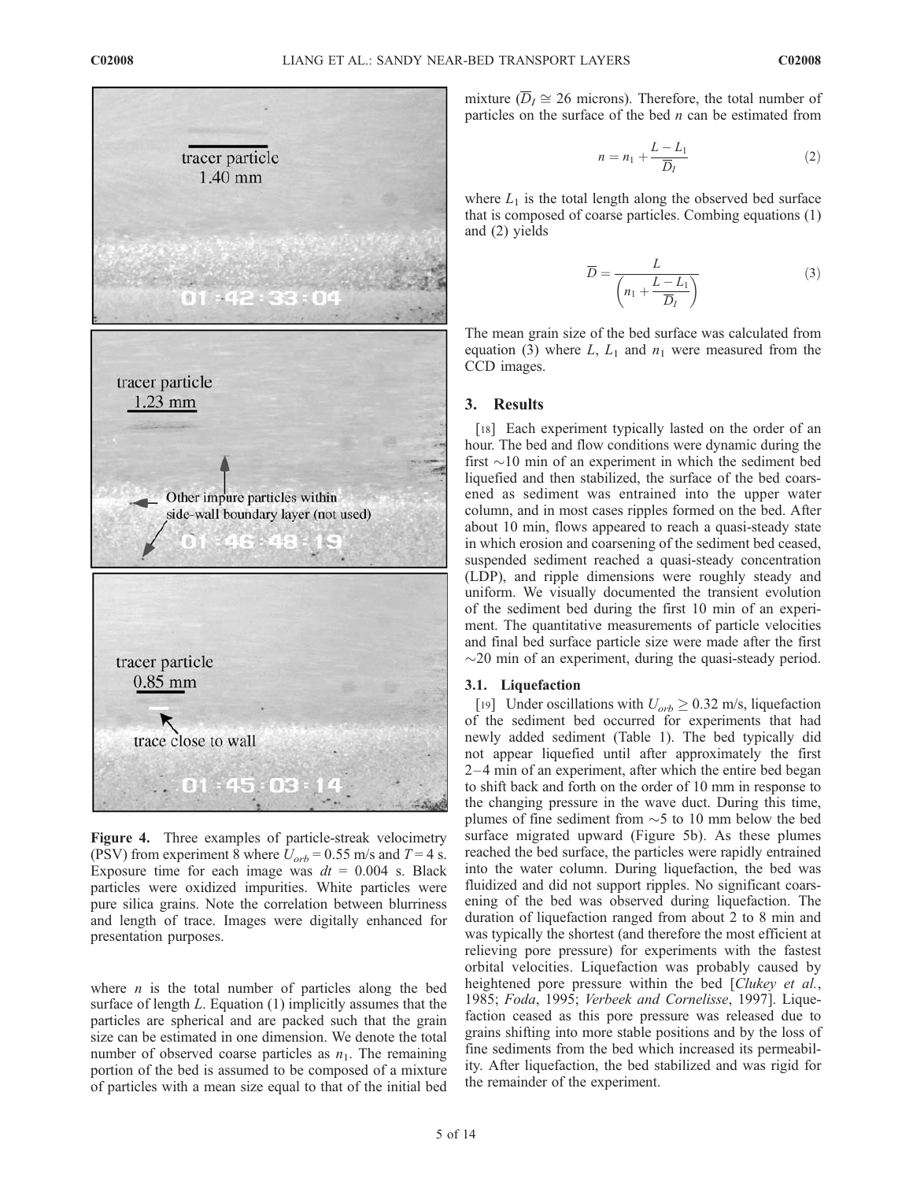Figure 4. Three examples of particle-streak velocimetry (PSV) from experiment 8 where $U_{orb} = 0.55$ m/s and $T = 4$ s. Exposure time for each image was $dt$ = 0.004 s. Black particles were oxidized impurities. White particles were pure silica grains. Note the correlation between blurriness and length of trace. Images were digitally enhanced for presentation purposes.

where $n$ is the total number of particles along the bed surface of length $L$. Equation (1) implicitly assumes that the particles are spherical and are packed such that the grain size can be estimated in one dimension. We denote the total number of observed coarse particles as $n_1$. The remaining portion of the bed is assumed to be composed of a mixture of particles with a mean size equal to that of the initial bed mixture ($\overline{D}_I \cong 26$ microns). Therefore, the total number of particles on the surface of the bed $n$ can be estimated from

$$n = n_1 + \frac{L - L_1}{\overline{D}_I} \tag{2}$$

where $L_1$ is the total length along the observed bed surface that is composed of coarse particles. Combing equations (1) and (2) yields

$$\overline{D} = \frac{L}{\left(n_1 + \dfrac{L - L_1}{\overline{D}_I}\right)} \tag{3}$$

The mean grain size of the bed surface was calculated from equation (3) where $L$, $L_1$ and $n_1$ were measured from the CCD images.

## 3. Results

[18] Each experiment typically lasted on the order of an hour. The bed and flow conditions were dynamic during the first ~10 min of an experiment in which the sediment bed liquefied and then stabilized, the surface of the bed coarsened as sediment was entrained into the upper water column, and in most cases ripples formed on the bed. After about 10 min, flows appeared to reach a quasi-steady state in which erosion and coarsening of the sediment bed ceased, suspended sediment reached a quasi-steady concentration (LDP), and ripple dimensions were roughly steady and uniform. We visually documented the transient evolution of the sediment bed during the first 10 min of an experiment. The quantitative measurements of particle velocities and final bed surface particle size were made after the first ~20 min of an experiment, during the quasi-steady period.

### 3.1. Liquefaction

[19] Under oscillations with $U_{orb} \geq 0.32$ m/s, liquefaction of the sediment bed occurred for experiments that had newly added sediment (Table 1). The bed typically did not appear liquefied until after approximately the first 2–4 min of an experiment, after which the entire bed began to shift back and forth on the order of 10 mm in response to the changing pressure in the wave duct. During this time, plumes of fine sediment from ~5 to 10 mm below the bed surface migrated upward (Figure 5b). As these plumes reached the bed surface, the particles were rapidly entrained into the water column. During liquefaction, the bed was fluidized and did not support ripples. No significant coarsening of the bed was observed during liquefaction. The duration of liquefaction ranged from about 2 to 8 min and was typically the shortest (and therefore the most efficient at relieving pore pressure) for experiments with the fastest orbital velocities. Liquefaction was probably caused by heightened pore pressure within the bed [*Clukey et al.*, 1985; *Foda*, 1995; *Verbeek and Cornelisse*, 1997]. Liquefaction ceased as this pore pressure was released due to grains shifting into more stable positions and by the loss of fine sediments from the bed which increased its permeability. After liquefaction, the bed stabilized and was rigid for the remainder of the experiment.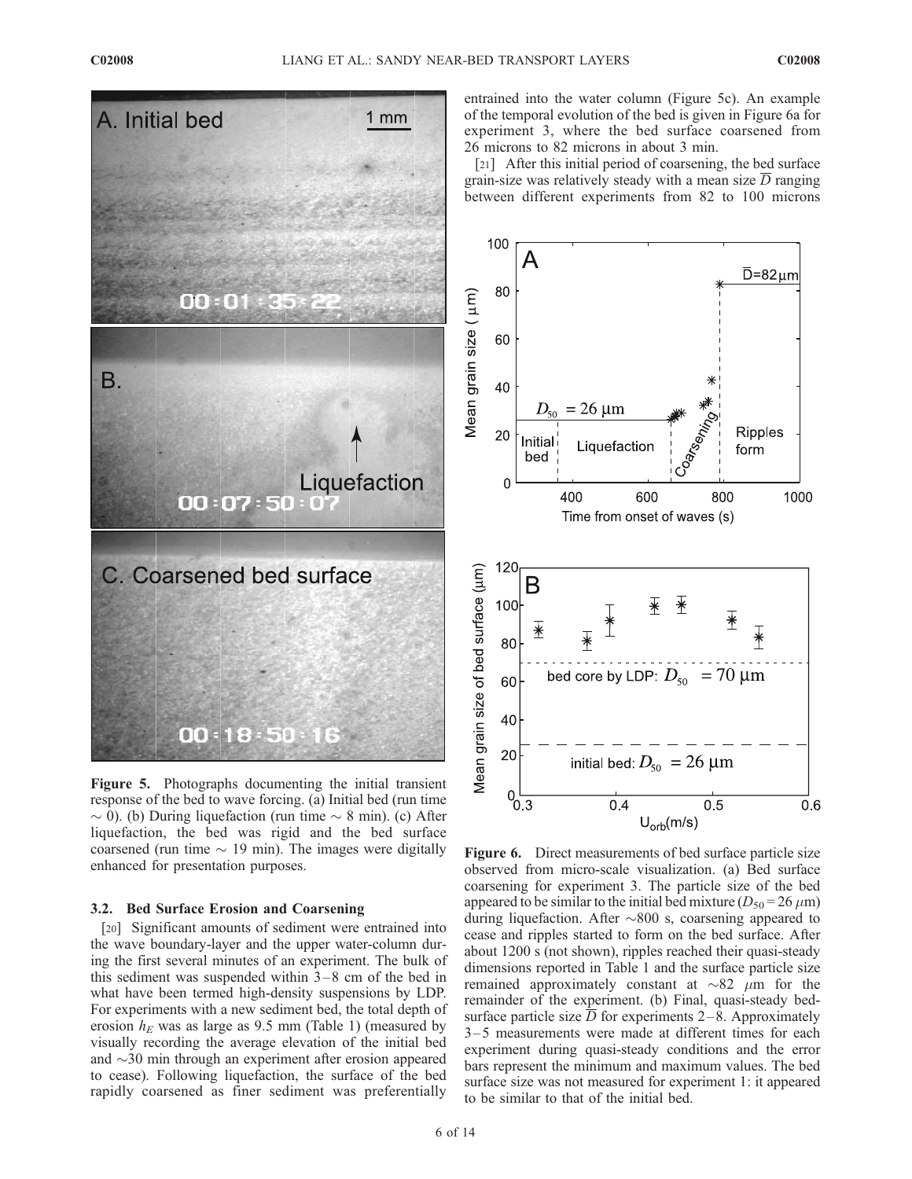A. Initial bed

1 mm

00:01:35:22

B.

Liquefaction

00:07:50:07

C. Coarsened bed surface

00:18:50:16

**Figure 5.** Photographs documenting the initial transient response of the bed to wave forcing. (a) Initial bed (run time ~ 0). (b) During liquefaction (run time ~ 8 min). (c) After liquefaction, the bed was rigid and the bed surface coarsened (run time ~ 19 min). The images were digitally enhanced for presentation purposes.

### 3.2. Bed Surface Erosion and Coarsening

[20] Significant amounts of sediment were entrained into the wave boundary-layer and the upper water-column during the first several minutes of an experiment. The bulk of this sediment was suspended within 3–8 cm of the bed in what have been termed high-density suspensions by LDP. For experiments with a new sediment bed, the total depth of erosion $h_E$ was as large as 9.5 mm (Table 1) (measured by visually recording the average elevation of the initial bed and ~30 min through an experiment after erosion appeared to cease). Following liquefaction, the surface of the bed rapidly coarsened as finer sediment was preferentially entrained into the water column (Figure 5c). An example of the temporal evolution of the bed is given in Figure 6a for experiment 3, where the bed surface coarsened from 26 microns to 82 microns in about 3 min.

[21] After this initial period of coarsening, the bed surface grain-size was relatively steady with a mean size $\overline{D}$ ranging between different experiments from 82 to 100 microns

A

Mean grain size ( μm)

$\overline{D}$=82μm

$D_{50}$ = 26 μm

Initial bed

Liquefaction

Coarsening

Ripples form

Time from onset of waves (s)

100
80
60
40
20
0
400
600
800
1000

B

Mean grain size of bed surface (μm)

bed core by LDP: $D_{50}$ = 70 μm

initial bed: $D_{50}$ = 26 μm

$U_{orb}$(m/s)

120
100
80
60
40
20
0
0.3
0.4
0.5
0.6

**Figure 6.** Direct measurements of bed surface particle size observed from micro-scale visualization. (a) Bed surface coarsening for experiment 3. The particle size of the bed appeared to be similar to the initial bed mixture ($D_{50}$ = 26 $\mu$m) during liquefaction. After ~800 s, coarsening appeared to cease and ripples started to form on the bed surface. After about 1200 s (not shown), ripples reached their quasi-steady dimensions reported in Table 1 and the surface particle size remained approximately constant at ~82 $\mu$m for the remainder of the experiment. (b) Final, quasi-steady bed-surface particle size $\overline{D}$ for experiments 2–8. Approximately 3–5 measurements were made at different times for each experiment during quasi-steady conditions and the error bars represent the minimum and maximum values. The bed surface size was not measured for experiment 1: it appeared to be similar to that of the initial bed.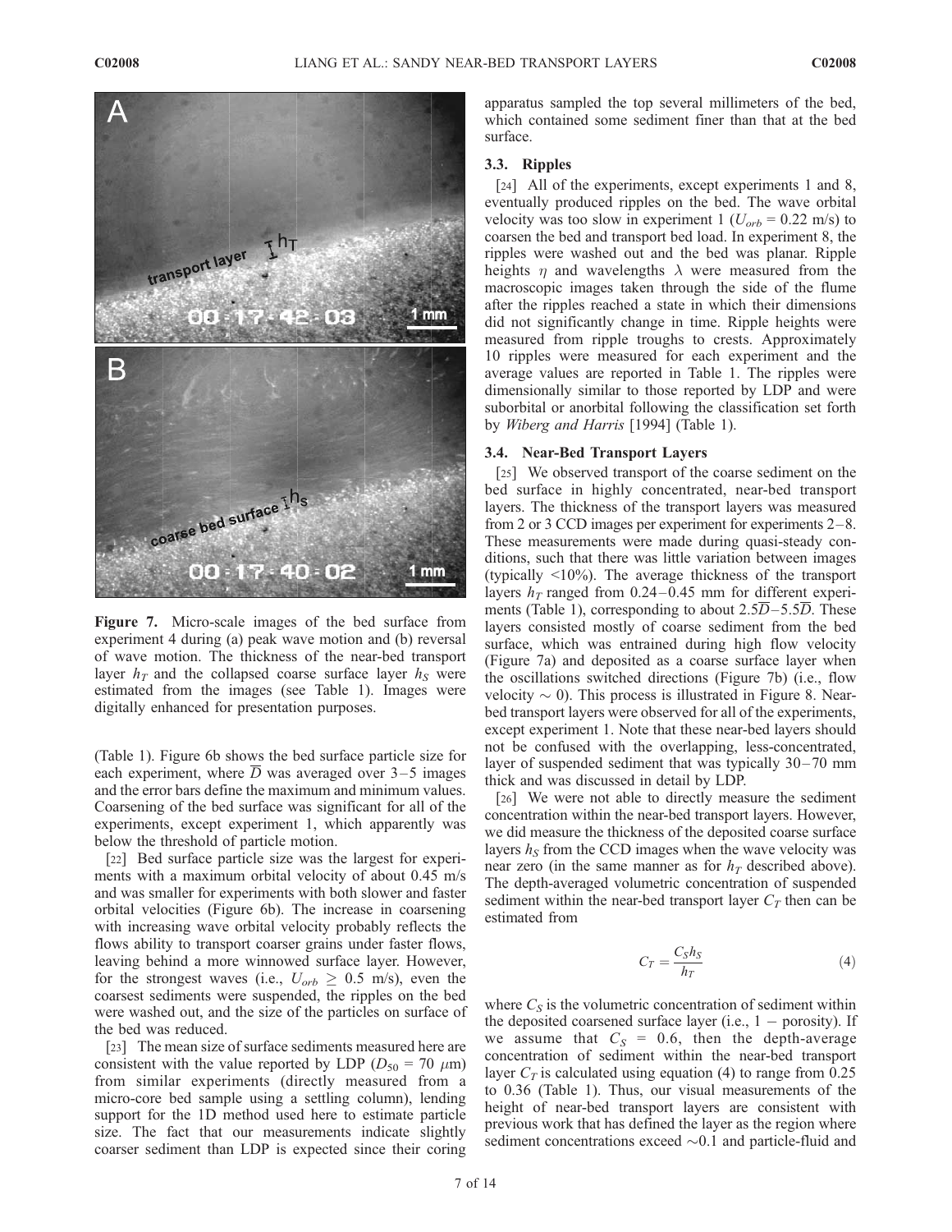A

transport layer $h_T$

00:17:42:03

1 mm

B

coarse bed surface $h_S$

00:17:40:02

1 mm

**Figure 7.** Micro-scale images of the bed surface from experiment 4 during (a) peak wave motion and (b) reversal of wave motion. The thickness of the near-bed transport layer $h_T$ and the collapsed coarse surface layer $h_S$ were estimated from the images (see Table 1). Images were digitally enhanced for presentation purposes.

(Table 1). Figure 6b shows the bed surface particle size for each experiment, where $\overline{D}$ was averaged over 3–5 images and the error bars define the maximum and minimum values. Coarsening of the bed surface was significant for all of the experiments, except experiment 1, which apparently was below the threshold of particle motion.

[22] Bed surface particle size was the largest for experiments with a maximum orbital velocity of about 0.45 m/s and was smaller for experiments with both slower and faster orbital velocities (Figure 6b). The increase in coarsening with increasing wave orbital velocity probably reflects the flows ability to transport coarser grains under faster flows, leaving behind a more winnowed surface layer. However, for the strongest waves (i.e., $U_{orb} \geq 0.5$ m/s), even the coarsest sediments were suspended, the ripples on the bed were washed out, and the size of the particles on surface of the bed was reduced.

[23] The mean size of surface sediments measured here are consistent with the value reported by LDP ($D_{50}$ = 70 $\mu$m) from similar experiments (directly measured from a micro-core bed sample using a settling column), lending support for the 1D method used here to estimate particle size. The fact that our measurements indicate slightly coarser sediment than LDP is expected since their coring apparatus sampled the top several millimeters of the bed, which contained some sediment finer than that at the bed surface.

### 3.3. Ripples

[24] All of the experiments, except experiments 1 and 8, eventually produced ripples on the bed. The wave orbital velocity was too slow in experiment 1 ($U_{orb}$ = 0.22 m/s) to coarsen the bed and transport bed load. In experiment 8, the ripples were washed out and the bed was planar. Ripple heights $\eta$ and wavelengths $\lambda$ were measured from the macroscopic images taken through the side of the flume after the ripples reached a state in which their dimensions did not significantly change in time. Ripple heights were measured from ripple troughs to crests. Approximately 10 ripples were measured for each experiment and the average values are reported in Table 1. The ripples were dimensionally similar to those reported by LDP and were suborbital or anorbital following the classification set forth by *Wiberg and Harris* [1994] (Table 1).

### 3.4. Near-Bed Transport Layers

[25] We observed transport of the coarse sediment on the bed surface in highly concentrated, near-bed transport layers. The thickness of the transport layers was measured from 2 or 3 CCD images per experiment for experiments 2–8. These measurements were made during quasi-steady conditions, such that there was little variation between images (typically <10%). The average thickness of the transport layers $h_T$ ranged from 0.24–0.45 mm for different experiments (Table 1), corresponding to about $2.5\overline{D}$–$5.5\overline{D}$. These layers consisted mostly of coarse sediment from the bed surface, which was entrained during high flow velocity (Figure 7a) and deposited as a coarse surface layer when the oscillations switched directions (Figure 7b) (i.e., flow velocity $\sim$ 0). This process is illustrated in Figure 8. Near-bed transport layers were observed for all of the experiments, except experiment 1. Note that these near-bed layers should not be confused with the overlapping, less-concentrated, layer of suspended sediment that was typically 30–70 mm thick and was discussed in detail by LDP.

[26] We were not able to directly measure the sediment concentration within the near-bed transport layers. However, we did measure the thickness of the deposited coarse surface layers $h_S$ from the CCD images when the wave velocity was near zero (in the same manner as for $h_T$ described above). The depth-averaged volumetric concentration of suspended sediment within the near-bed transport layer $C_T$ then can be estimated from

$$C_T = \frac{C_S h_S}{h_T} \tag{4}$$

where $C_S$ is the volumetric concentration of sediment within the deposited coarsened surface layer (i.e., 1 − porosity). If we assume that $C_S$ = 0.6, then the depth-average concentration of sediment within the near-bed transport layer $C_T$ is calculated using equation (4) to range from 0.25 to 0.36 (Table 1). Thus, our visual measurements of the height of near-bed transport layers are consistent with previous work that has defined the layer as the region where sediment concentrations exceed $\sim$0.1 and particle-fluid and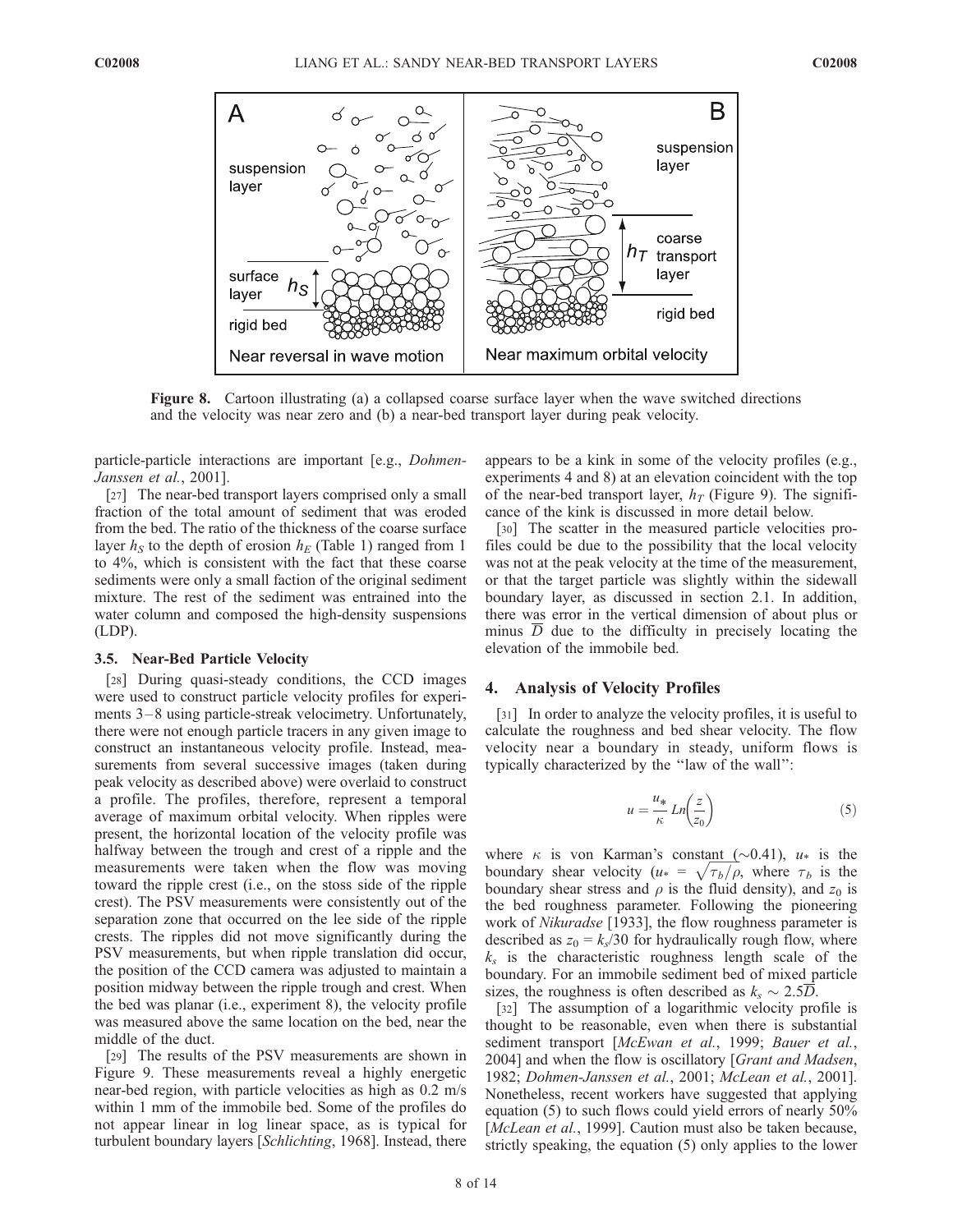A

suspension layer

surface layer $h_S$

rigid bed

Near reversal in wave motion

B

suspension layer

$h_T$ coarse transport layer

rigid bed

Near maximum orbital velocity

**Figure 8.** Cartoon illustrating (a) a collapsed coarse surface layer when the wave switched directions and the velocity was near zero and (b) a near-bed transport layer during peak velocity.

particle-particle interactions are important [e.g., *Dohmen-Janssen et al.*, 2001].

[27] The near-bed transport layers comprised only a small fraction of the total amount of sediment that was eroded from the bed. The ratio of the thickness of the coarse surface layer $h_S$ to the depth of erosion $h_E$ (Table 1) ranged from 1 to 4%, which is consistent with the fact that these coarse sediments were only a small faction of the original sediment mixture. The rest of the sediment was entrained into the water column and composed the high-density suspensions (LDP).

### 3.5. Near-Bed Particle Velocity

[28] During quasi-steady conditions, the CCD images were used to construct particle velocity profiles for experiments 3–8 using particle-streak velocimetry. Unfortunately, there were not enough particle tracers in any given image to construct an instantaneous velocity profile. Instead, measurements from several successive images (taken during peak velocity as described above) were overlaid to construct a profile. The profiles, therefore, represent a temporal average of maximum orbital velocity. When ripples were present, the horizontal location of the velocity profile was halfway between the trough and crest of a ripple and the measurements were taken when the flow was moving toward the ripple crest (i.e., on the stoss side of the ripple crest). The PSV measurements were consistently out of the separation zone that occurred on the lee side of the ripple crests. The ripples did not move significantly during the PSV measurements, but when ripple translation did occur, the position of the CCD camera was adjusted to maintain a position midway between the ripple trough and crest. When the bed was planar (i.e., experiment 8), the velocity profile was measured above the same location on the bed, near the middle of the duct.

[29] The results of the PSV measurements are shown in Figure 9. These measurements reveal a highly energetic near-bed region, with particle velocities as high as 0.2 m/s within 1 mm of the immobile bed. Some of the profiles do not appear linear in log linear space, as is typical for turbulent boundary layers [*Schlichting*, 1968]. Instead, there appears to be a kink in some of the velocity profiles (e.g., experiments 4 and 8) at an elevation coincident with the top of the near-bed transport layer, $h_T$ (Figure 9). The significance of the kink is discussed in more detail below.

[30] The scatter in the measured particle velocities profiles could be due to the possibility that the local velocity was not at the peak velocity at the time of the measurement, or that the target particle was slightly within the sidewall boundary layer, as discussed in section 2.1. In addition, there was error in the vertical dimension of about plus or minus $\overline{D}$ due to the difficulty in precisely locating the elevation of the immobile bed.

## 4. Analysis of Velocity Profiles

[31] In order to analyze the velocity profiles, it is useful to calculate the roughness and bed shear velocity. The flow velocity near a boundary in steady, uniform flows is typically characterized by the "law of the wall":

$$u = \frac{u_*}{\kappa} Ln\left(\frac{z}{z_0}\right) \tag{5}$$

where $\kappa$ is von Karman's constant (~0.41), $u_*$ is the boundary shear velocity ($u_* = \sqrt{\tau_b/\rho}$, where $\tau_b$ is the boundary shear stress and $\rho$ is the fluid density), and $z_0$ is the bed roughness parameter. Following the pioneering work of *Nikuradse* [1933], the flow roughness parameter is described as $z_0 = k_s/30$ for hydraulically rough flow, where $k_s$ is the characteristic roughness length scale of the boundary. For an immobile sediment bed of mixed particle sizes, the roughness is often described as $k_s \sim 2.5\overline{D}$.

[32] The assumption of a logarithmic velocity profile is thought to be reasonable, even when there is substantial sediment transport [*McEwan et al.*, 1999; *Bauer et al.*, 2004] and when the flow is oscillatory [*Grant and Madsen*, 1982; *Dohmen-Janssen et al.*, 2001; *McLean et al.*, 2001]. Nonetheless, recent workers have suggested that applying equation (5) to such flows could yield errors of nearly 50% [*McLean et al.*, 1999]. Caution must also be taken because, strictly speaking, the equation (5) only applies to the lower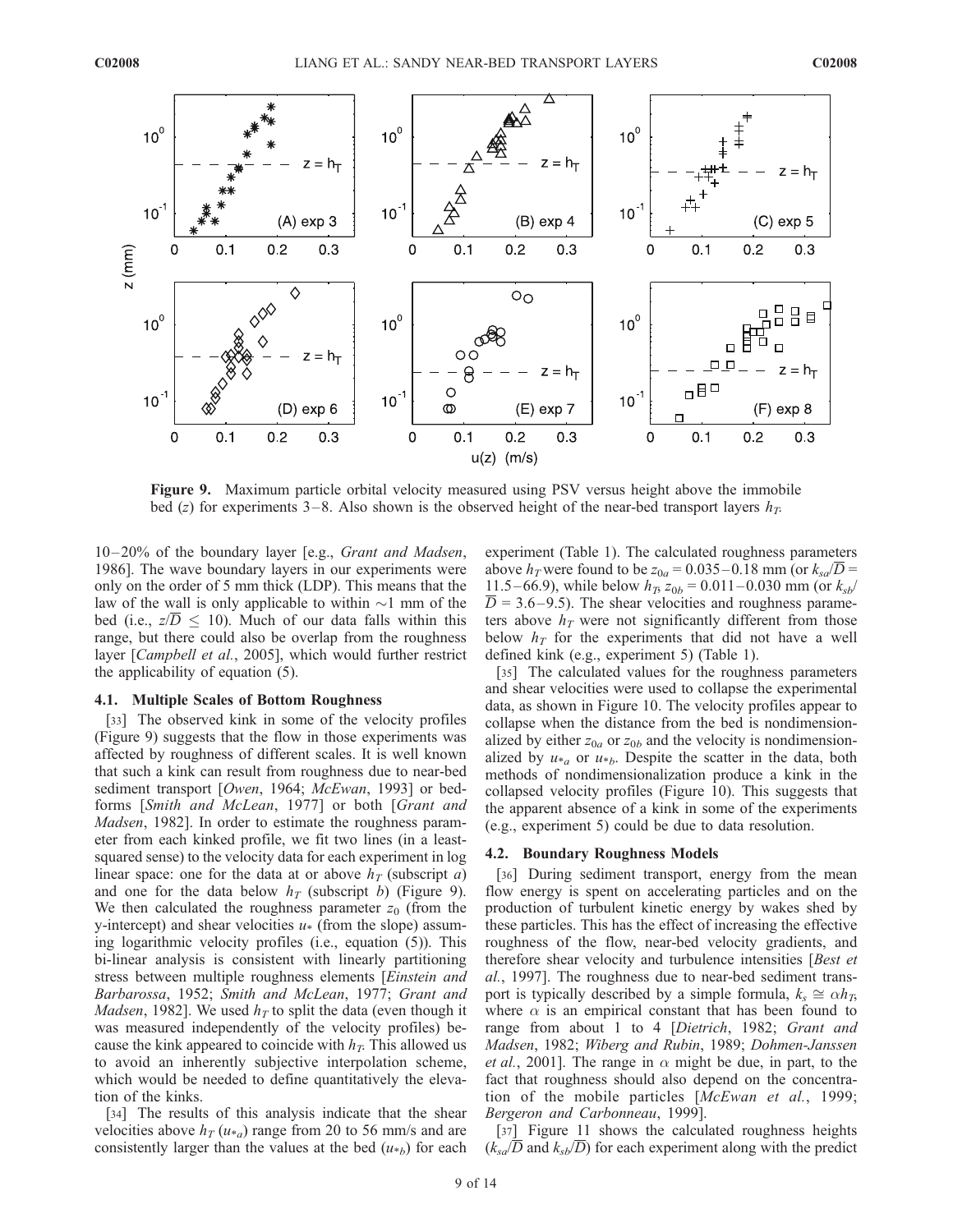z (mm)

$10^0$

$10^{-1}$

z = $h_T$

(A) exp 3

(B) exp 4

(C) exp 5

(D) exp 6

(E) exp 7

(F) exp 8

0 0.1 0.2 0.3

u(z) (m/s)

**Figure 9.** Maximum particle orbital velocity measured using PSV versus height above the immobile bed ($z$) for experiments 3–8. Also shown is the observed height of the near-bed transport layers $h_T$.

10–20% of the boundary layer [e.g., *Grant and Madsen*, 1986]. The wave boundary layers in our experiments were only on the order of 5 mm thick (LDP). This means that the law of the wall is only applicable to within ~1 mm of the bed (i.e., $z/\overline{D} \leq 10$). Much of our data falls within this range, but there could also be overlap from the roughness layer [*Campbell et al.*, 2005], which would further restrict the applicability of equation (5).

### 4.1. Multiple Scales of Bottom Roughness

[33] The observed kink in some of the velocity profiles (Figure 9) suggests that the flow in those experiments was affected by roughness of different scales. It is well known that such a kink can result from roughness due to near-bed sediment transport [*Owen*, 1964; *McEwan*, 1993] or bedforms [*Smith and McLean*, 1977] or both [*Grant and Madsen*, 1982]. In order to estimate the roughness parameter from each kinked profile, we fit two lines (in a least-squared sense) to the velocity data for each experiment in log linear space: one for the data at or above $h_T$ (subscript $a$) and one for the data below $h_T$ (subscript $b$) (Figure 9). We then calculated the roughness parameter $z_0$ (from the y-intercept) and shear velocities $u_*$ (from the slope) assuming logarithmic velocity profiles (i.e., equation (5)). This bi-linear analysis is consistent with linearly partitioning stress between multiple roughness elements [*Einstein and Barbarossa*, 1952; *Smith and McLean*, 1977; *Grant and Madsen*, 1982]. We used $h_T$ to split the data (even though it was measured independently of the velocity profiles) because the kink appeared to coincide with $h_T$. This allowed us to avoid an inherently subjective interpolation scheme, which would be needed to define quantitatively the elevation of the kinks.

[34] The results of this analysis indicate that the shear velocities above $h_T$ ($u_{*a}$) range from 20 to 56 mm/s and are consistently larger than the values at the bed ($u_{*b}$) for each experiment (Table 1). The calculated roughness parameters above $h_T$ were found to be $z_{0a}$ = 0.035–0.18 mm (or $k_{sa}/\overline{D}$ = 11.5–66.9), while below $h_T$, $z_{0b}$ = 0.011–0.030 mm (or $k_{sb}/\overline{D}$ = 3.6–9.5). The shear velocities and roughness parameters above $h_T$ were not significantly different from those below $h_T$ for the experiments that did not have a well defined kink (e.g., experiment 5) (Table 1).

[35] The calculated values for the roughness parameters and shear velocities were used to collapse the experimental data, as shown in Figure 10. The velocity profiles appear to collapse when the distance from the bed is nondimensionalized by either $z_{0a}$ or $z_{0b}$ and the velocity is nondimensionalized by $u_{*a}$ or $u_{*b}$. Despite the scatter in the data, both methods of nondimensionalization produce a kink in the collapsed velocity profiles (Figure 10). This suggests that the apparent absence of a kink in some of the experiments (e.g., experiment 5) could be due to data resolution.

### 4.2. Boundary Roughness Models

[36] During sediment transport, energy from the mean flow energy is spent on accelerating particles and on the production of turbulent kinetic energy by wakes shed by these particles. This has the effect of increasing the effective roughness of the flow, near-bed velocity gradients, and therefore shear velocity and turbulence intensities [*Best et al.*, 1997]. The roughness due to near-bed sediment transport is typically described by a simple formula, $k_s \cong \alpha h_T$, where $\alpha$ is an empirical constant that has been found to range from about 1 to 4 [*Dietrich*, 1982; *Grant and Madsen*, 1982; *Wiberg and Rubin*, 1989; *Dohmen-Janssen et al.*, 2001]. The range in $\alpha$ might be due, in part, to the fact that roughness should also depend on the concentration of the mobile particles [*McEwan et al.*, 1999; *Bergeron and Carbonneau*, 1999].

[37] Figure 11 shows the calculated roughness heights ($k_{sa}/\overline{D}$ and $k_{sb}/\overline{D}$) for each experiment along with the predict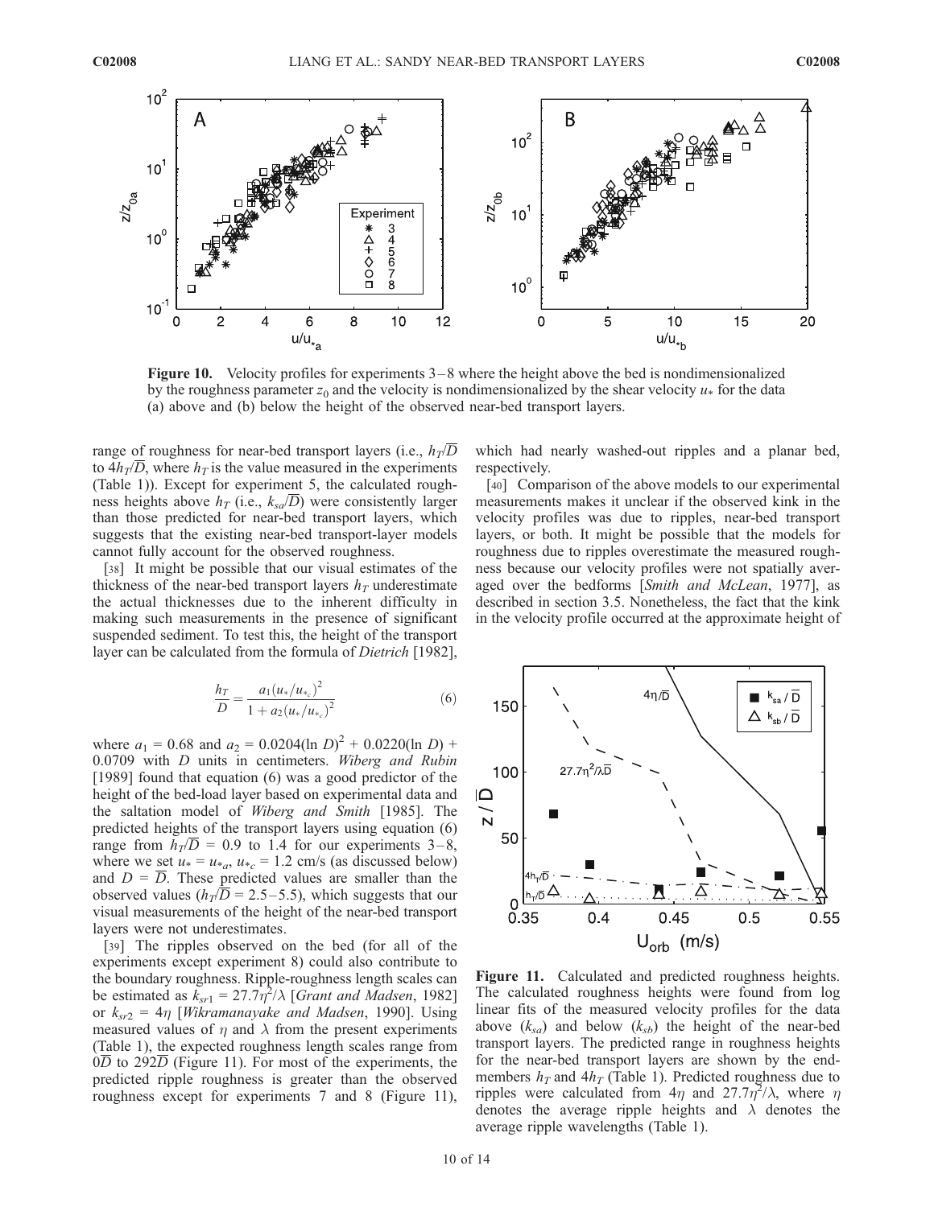A

Experiment

3
4
5
6
7
8

$z/z_{0a}$

$u/u_{*a}$

B

$z/z_{0b}$

$u/u_{*b}$

**Figure 10.** Velocity profiles for experiments 3–8 where the height above the bed is nondimensionalized by the roughness parameter $z_0$ and the velocity is nondimensionalized by the shear velocity $u_*$ for the data (a) above and (b) below the height of the observed near-bed transport layers.

range of roughness for near-bed transport layers (i.e., $h_T/\overline{D}$ to $4h_T/\overline{D}$, where $h_T$ is the value measured in the experiments (Table 1)). Except for experiment 5, the calculated roughness heights above $h_T$ (i.e., $k_{sa}/\overline{D}$) were consistently larger than those predicted for near-bed transport layers, which suggests that the existing near-bed transport-layer models cannot fully account for the observed roughness.

[38] It might be possible that our visual estimates of the thickness of the near-bed transport layers $h_T$ underestimate the actual thicknesses due to the inherent difficulty in making such measurements in the presence of significant suspended sediment. To test this, the height of the transport layer can be calculated from the formula of *Dietrich* [1982],

$$\frac{h_T}{D} = \frac{a_1(u_*/u_{*_c})^2}{1 + a_2(u_*/u_{*_c})^2} \tag{6}$$

where $a_1 = 0.68$ and $a_2 = 0.0204(\ln D)^2 + 0.0220(\ln D) + 0.0709$ with $D$ units in centimeters. *Wiberg and Rubin* [1989] found that equation (6) was a good predictor of the height of the bed-load layer based on experimental data and the saltation model of *Wiberg and Smith* [1985]. The predicted heights of the transport layers using equation (6) range from $h_T/\overline{D} = 0.9$ to 1.4 for our experiments 3–8, where we set $u_* = u_{*a}$, $u_{*c} = 1.2$ cm/s (as discussed below) and $D = \overline{D}$. These predicted values are smaller than the observed values ($h_T/\overline{D} = 2.5$–$5.5$), which suggests that our visual measurements of the height of the near-bed transport layers were not underestimated.

[39] The ripples observed on the bed (for all of the experiments except experiment 8) could also contribute to the boundary roughness. Ripple-roughness length scales can be estimated as $k_{sr1} = 27.7\eta^2/\lambda$ [*Grant and Madsen*, 1982] or $k_{sr2} = 4\eta$ [*Wikramanayake and Madsen*, 1990]. Using measured values of $\eta$ and $\lambda$ from the present experiments (Table 1), the expected roughness length scales range from $0\overline{D}$ to $292\overline{D}$ (Figure 11). For most of the experiments, the predicted ripple roughness is greater than the observed roughness except for experiments 7 and 8 (Figure 11), which had nearly washed-out ripples and a planar bed, respectively.

[40] Comparison of the above models to our experimental measurements makes it unclear if the observed kink in the velocity profiles was due to ripples, near-bed transport layers, or both. It might be possible that the models for roughness due to ripples overestimate the measured roughness because our velocity profiles were not spatially averaged over the bedforms [*Smith and McLean*, 1977], as described in section 3.5. Nonetheless, the fact that the kink in the velocity profile occurred at the approximate height of

$4\eta/\overline{D}$

$27.7\eta^2/\lambda\overline{D}$

$4h_T/\overline{D}$

$h_T/\overline{D}$

$k_{sa}/\overline{D}$

$k_{sb}/\overline{D}$

$z/\overline{D}$

$U_{orb}$ (m/s)

**Figure 11.** Calculated and predicted roughness heights. The calculated roughness heights were found from log linear fits of the measured velocity profiles for the data above ($k_{sa}$) and below ($k_{sb}$) the height of the near-bed transport layers. The predicted range in roughness heights for the near-bed transport layers are shown by the end-members $h_T$ and $4h_T$ (Table 1). Predicted roughness due to ripples were calculated from $4\eta$ and $27.7\eta^2/\lambda$, where $\eta$ denotes the average ripple heights and $\lambda$ denotes the average ripple wavelengths (Table 1).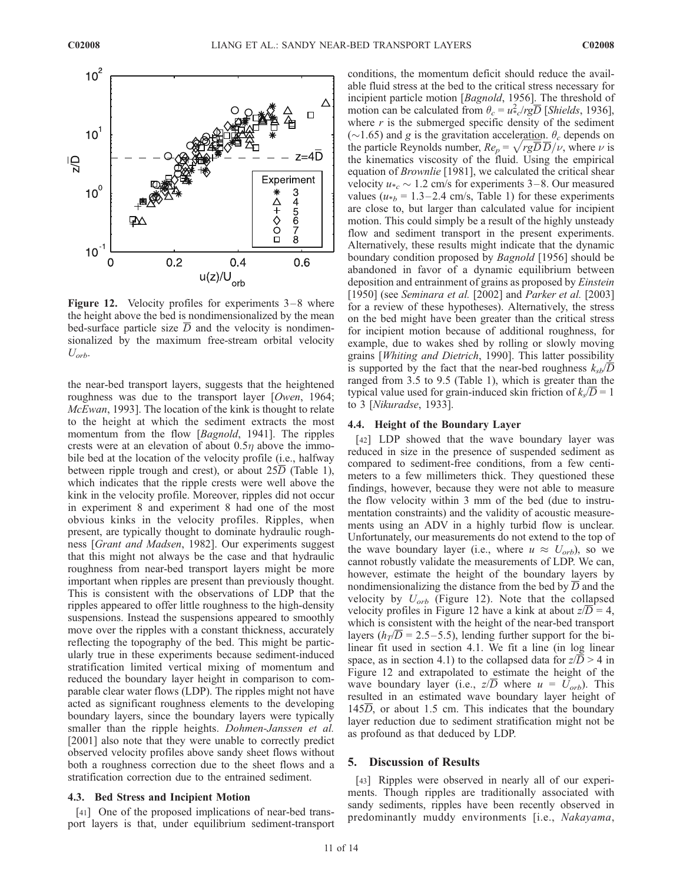$10^2$

$10^1$

$z/\overline{D}$

$10^0$

$10^{-1}$

0 0.2 0.4 0.6

$u(z)/U_{orb}$

$z=4\overline{D}$

Experiment

3
4
5
6
7
8

**Figure 12.** Velocity profiles for experiments 3–8 where the height above the bed is nondimensionalized by the mean bed-surface particle size $\overline{D}$ and the velocity is nondimensionalized by the maximum free-stream orbital velocity $U_{orb}$.

the near-bed transport layers, suggests that the heightened roughness was due to the transport layer [*Owen*, 1964; *McEwan*, 1993]. The location of the kink is thought to relate to the height at which the sediment extracts the most momentum from the flow [*Bagnold*, 1941]. The ripples crests were at an elevation of about $0.5\eta$ above the immobile bed at the location of the velocity profile (i.e., halfway between ripple trough and crest), or about $25\overline{D}$ (Table 1), which indicates that the ripple crests were well above the kink in the velocity profile. Moreover, ripples did not occur in experiment 8 and experiment 8 had one of the most obvious kinks in the velocity profiles. Ripples, when present, are typically thought to dominate hydraulic roughness [*Grant and Madsen*, 1982]. Our experiments suggest that this might not always be the case and that hydraulic roughness from near-bed transport layers might be more important when ripples are present than previously thought. This is consistent with the observations of LDP that the ripples appeared to offer little roughness to the high-density suspensions. Instead the suspensions appeared to smoothly move over the ripples with a constant thickness, accurately reflecting the topography of the bed. This might be particularly true in these experiments because sediment-induced stratification limited vertical mixing of momentum and reduced the boundary layer height in comparison to comparable clear water flows (LDP). The ripples might not have acted as significant roughness elements to the developing boundary layers, since the boundary layers were typically smaller than the ripple heights. *Dohmen-Janssen et al.* [2001] also note that they were unable to correctly predict observed velocity profiles above sandy sheet flows without both a roughness correction due to the sheet flows and a stratification correction due to the entrained sediment.

### 4.3. Bed Stress and Incipient Motion

[41] One of the proposed implications of near-bed transport layers is that, under equilibrium sediment-transport conditions, the momentum deficit should reduce the available fluid stress at the bed to the critical stress necessary for incipient particle motion [*Bagnold*, 1956]. The threshold of motion can be calculated from $\theta_c = u_{*c}^2/rg\overline{D}$ [*Shields*, 1936], where $r$ is the submerged specific density of the sediment ($\sim$1.65) and $g$ is the gravitation acceleration. $\theta_c$ depends on the particle Reynolds number, $Re_p = \sqrt{rg\overline{D}}\,\overline{D}/\nu$, where $\nu$ is the kinematics viscosity of the fluid. Using the empirical equation of *Brownlie* [1981], we calculated the critical shear velocity $u_{*c} \sim 1.2$ cm/s for experiments 3–8. Our measured values ($u_{*b}$ = 1.3–2.4 cm/s, Table 1) for these experiments are close to, but larger than calculated value for incipient motion. This could simply be a result of the highly unsteady flow and sediment transport in the present experiments. Alternatively, these results might indicate that the dynamic boundary condition proposed by *Bagnold* [1956] should be abandoned in favor of a dynamic equilibrium between deposition and entrainment of grains as proposed by *Einstein* [1950] (see *Seminara et al.* [2002] and *Parker et al.* [2003] for a review of these hypotheses). Alternatively, the stress on the bed might have been greater than the critical stress for incipient motion because of additional roughness, for example, due to wakes shed by rolling or slowly moving grains [*Whiting and Dietrich*, 1990]. This latter possibility is supported by the fact that the near-bed roughness $k_{sb}/\overline{D}$ ranged from 3.5 to 9.5 (Table 1), which is greater than the typical value used for grain-induced skin friction of $k_s/\overline{D}$ = 1 to 3 [*Nikuradse*, 1933].

### 4.4. Height of the Boundary Layer

[42] LDP showed that the wave boundary layer was reduced in size in the presence of suspended sediment as compared to sediment-free conditions, from a few centimeters to a few millimeters thick. They questioned these findings, however, because they were not able to measure the flow velocity within 3 mm of the bed (due to instrumentation constraints) and the validity of acoustic measurements using an ADV in a highly turbid flow is unclear. Unfortunately, our measurements do not extend to the top of the wave boundary layer (i.e., where $u \approx U_{orb}$), so we cannot robustly validate the measurements of LDP. We can, however, estimate the height of the boundary layers by nondimensionalizing the distance from the bed by $\overline{D}$ and the velocity by $U_{orb}$ (Figure 12). Note that the collapsed velocity profiles in Figure 12 have a kink at about $z/\overline{D}$ = 4, which is consistent with the height of the near-bed transport layers ($h_T/\overline{D}$ = 2.5–5.5), lending further support for the bilinear fit used in section 4.1. We fit a line (in log linear space, as in section 4.1) to the collapsed data for $z/\overline{D} > 4$ in Figure 12 and extrapolated to estimate the height of the wave boundary layer (i.e., $z/\overline{D}$ where $u = U_{orb}$). This resulted in an estimated wave boundary layer height of $145\overline{D}$, or about 1.5 cm. This indicates that the boundary layer reduction due to sediment stratification might not be as profound as that deduced by LDP.

## 5. Discussion of Results

[43] Ripples were observed in nearly all of our experiments. Though ripples are traditionally associated with sandy sediments, ripples have been recently observed in predominantly muddy environments [i.e., *Nakayama*,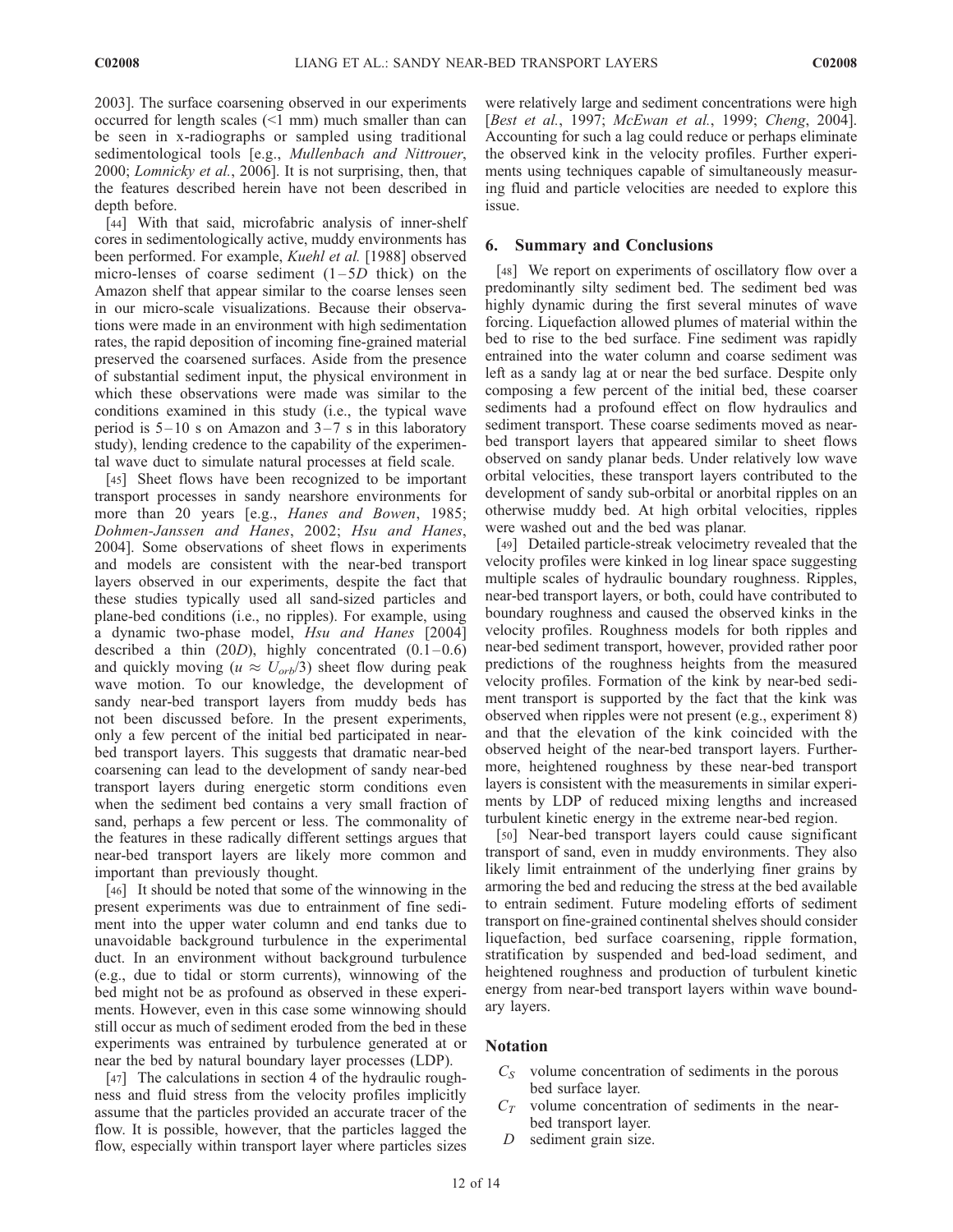2003]. The surface coarsening observed in our experiments occurred for length scales (<1 mm) much smaller than can be seen in x-radiographs or sampled using traditional sedimentological tools [e.g., *Mullenbach and Nittrouer*, 2000; *Lomnicky et al.*, 2006]. It is not surprising, then, that the features described herein have not been described in depth before.

[44] With that said, microfabric analysis of inner-shelf cores in sedimentologically active, muddy environments has been performed. For example, *Kuehl et al.* [1988] observed micro-lenses of coarse sediment (1–5*D* thick) on the Amazon shelf that appear similar to the coarse lenses seen in our micro-scale visualizations. Because their observations were made in an environment with high sedimentation rates, the rapid deposition of incoming fine-grained material preserved the coarsened surfaces. Aside from the presence of substantial sediment input, the physical environment in which these observations were made was similar to the conditions examined in this study (i.e., the typical wave period is 5–10 s on Amazon and 3–7 s in this laboratory study), lending credence to the capability of the experimental wave duct to simulate natural processes at field scale.

[45] Sheet flows have been recognized to be important transport processes in sandy nearshore environments for more than 20 years [e.g., *Hanes and Bowen*, 1985; *Dohmen-Janssen and Hanes*, 2002; *Hsu and Hanes*, 2004]. Some observations of sheet flows in experiments and models are consistent with the near-bed transport layers observed in our experiments, despite the fact that these studies typically used all sand-sized particles and plane-bed conditions (i.e., no ripples). For example, using a dynamic two-phase model, *Hsu and Hanes* [2004] described a thin (20*D*), highly concentrated (0.1–0.6) and quickly moving ($u \approx U_{orb}/3$) sheet flow during peak wave motion. To our knowledge, the development of sandy near-bed transport layers from muddy beds has not been discussed before. In the present experiments, only a few percent of the initial bed participated in near-bed transport layers. This suggests that dramatic near-bed coarsening can lead to the development of sandy near-bed transport layers during energetic storm conditions even when the sediment bed contains a very small fraction of sand, perhaps a few percent or less. The commonality of the features in these radically different settings argues that near-bed transport layers are likely more common and important than previously thought.

[46] It should be noted that some of the winnowing in the present experiments was due to entrainment of fine sediment into the upper water column and end tanks due to unavoidable background turbulence in the experimental duct. In an environment without background turbulence (e.g., due to tidal or storm currents), winnowing of the bed might not be as profound as observed in these experiments. However, even in this case some winnowing should still occur as much of sediment eroded from the bed in these experiments was entrained by turbulence generated at or near the bed by natural boundary layer processes (LDP).

[47] The calculations in section 4 of the hydraulic roughness and fluid stress from the velocity profiles implicitly assume that the particles provided an accurate tracer of the flow. It is possible, however, that the particles lagged the flow, especially within transport layer where particles sizes were relatively large and sediment concentrations were high [*Best et al.*, 1997; *McEwan et al.*, 1999; *Cheng*, 2004]. Accounting for such a lag could reduce or perhaps eliminate the observed kink in the velocity profiles. Further experiments using techniques capable of simultaneously measuring fluid and particle velocities are needed to explore this issue.

## 6. Summary and Conclusions

[48] We report on experiments of oscillatory flow over a predominantly silty sediment bed. The sediment bed was highly dynamic during the first several minutes of wave forcing. Liquefaction allowed plumes of material within the bed to rise to the bed surface. Fine sediment was rapidly entrained into the water column and coarse sediment was left as a sandy lag at or near the bed surface. Despite only composing a few percent of the initial bed, these coarser sediments had a profound effect on flow hydraulics and sediment transport. These coarse sediments moved as near-bed transport layers that appeared similar to sheet flows observed on sandy planar beds. Under relatively low wave orbital velocities, these transport layers contributed to the development of sandy sub-orbital or anorbital ripples on an otherwise muddy bed. At high orbital velocities, ripples were washed out and the bed was planar.

[49] Detailed particle-streak velocimetry revealed that the velocity profiles were kinked in log linear space suggesting multiple scales of hydraulic boundary roughness. Ripples, near-bed transport layers, or both, could have contributed to boundary roughness and caused the observed kinks in the velocity profiles. Roughness models for both ripples and near-bed sediment transport, however, provided rather poor predictions of the roughness heights from the measured velocity profiles. Formation of the kink by near-bed sediment transport is supported by the fact that the kink was observed when ripples were not present (e.g., experiment 8) and that the elevation of the kink coincided with the observed height of the near-bed transport layers. Furthermore, heightened roughness by these near-bed transport layers is consistent with the measurements in similar experiments by LDP of reduced mixing lengths and increased turbulent kinetic energy in the extreme near-bed region.

[50] Near-bed transport layers could cause significant transport of sand, even in muddy environments. They also likely limit entrainment of the underlying finer grains by armoring the bed and reducing the stress at the bed available to entrain sediment. Future modeling efforts of sediment transport on fine-grained continental shelves should consider liquefaction, bed surface coarsening, ripple formation, stratification by suspended and bed-load sediment, and heightened roughness and production of turbulent kinetic energy from near-bed transport layers within wave boundary layers.

## Notation

$C_S$ volume concentration of sediments in the porous bed surface layer.

$C_T$ volume concentration of sediments in the near-bed transport layer.

$D$ sediment grain size.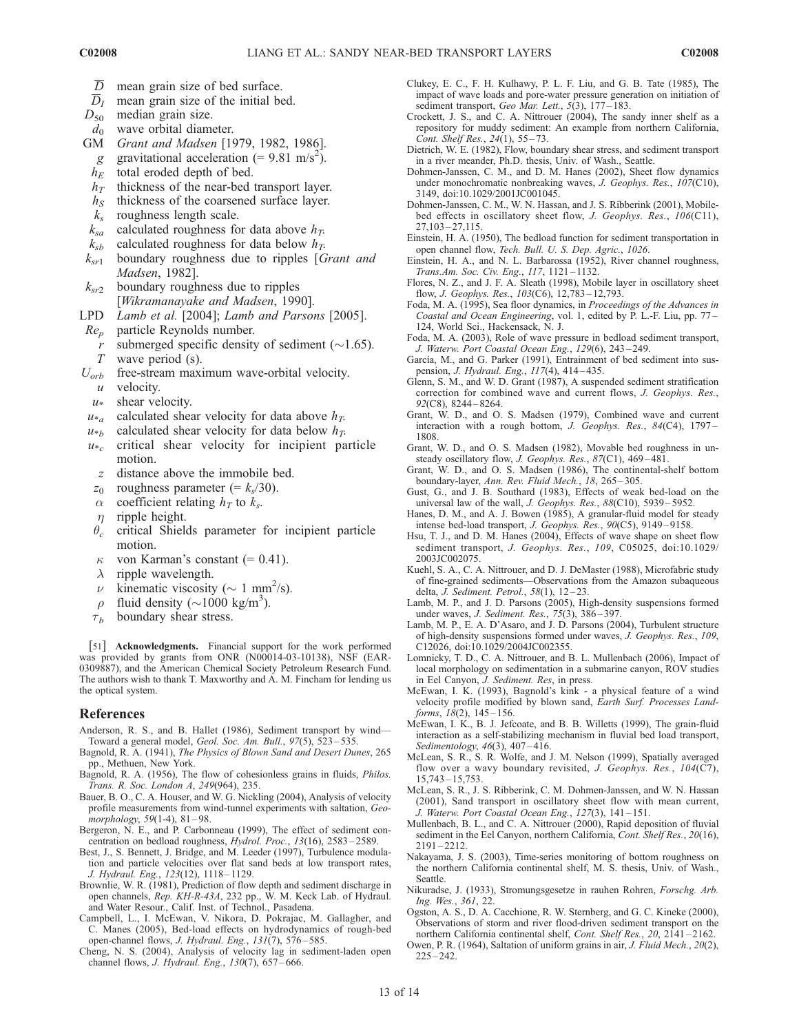$\overline{D}$ mean grain size of bed surface.
$\overline{D}_I$ mean grain size of the initial bed.
$D_{50}$ median grain size.
$d_0$ wave orbital diameter.
GM *Grant and Madsen* [1979, 1982, 1986].
$g$ gravitational acceleration (= 9.81 m/s$^2$).
$h_E$ total eroded depth of bed.
$h_T$ thickness of the near-bed transport layer.
$h_S$ thickness of the coarsened surface layer.
$k_s$ roughness length scale.
$k_{sa}$ calculated roughness for data above $h_T$.
$k_{sb}$ calculated roughness for data below $h_T$.
$k_{sr1}$ boundary roughness due to ripples [*Grant and Madsen*, 1982].
$k_{sr2}$ boundary roughness due to ripples [*Wikramanayake and Madsen*, 1990].
LPD *Lamb et al.* [2004]; *Lamb and Parsons* [2005].
$Re_p$ particle Reynolds number.
$r$ submerged specific density of sediment (~1.65).
$T$ wave period (s).
$U_{orb}$ free-stream maximum wave-orbital velocity.
$u$ velocity.
$u_*$ shear velocity.
$u_{*a}$ calculated shear velocity for data above $h_T$.
$u_{*b}$ calculated shear velocity for data below $h_T$.
$u_{*c}$ critical shear velocity for incipient particle motion.
$z$ distance above the immobile bed.
$z_0$ roughness parameter (= $k_s$/30).
$\alpha$ coefficient relating $h_T$ to $k_s$.
$\eta$ ripple height.
$\theta_c$ critical Shields parameter for incipient particle motion.
$\kappa$ von Karman's constant (= 0.41).
$\lambda$ ripple wavelength.
$\nu$ kinematic viscosity (~ 1 mm$^2$/s).
$\rho$ fluid density (~1000 kg/m$^3$).
$\tau_b$ boundary shear stress.

[51] **Acknowledgments.** Financial support for the work performed was provided by grants from ONR (N00014-03-10138), NSF (EAR-0309887), and the American Chemical Society Petroleum Research Fund. The authors wish to thank T. Maxworthy and A. M. Fincham for lending us the optical system.

## References

Anderson, R. S., and B. Hallet (1986), Sediment transport by wind—Toward a general model, *Geol. Soc. Am. Bull.*, *97*(5), 523–535.

Bagnold, R. A. (1941), *The Physics of Blown Sand and Desert Dunes*, 265 pp., Methuen, New York.

Bagnold, R. A. (1956), The flow of cohesionless grains in fluids, *Philos. Trans. R. Soc. London A*, *249*(964), 235.

Bauer, B. O., C. A. Houser, and W. G. Nickling (2004), Analysis of velocity profile measurements from wind-tunnel experiments with saltation, *Geomorphology*, *59*(1-4), 81–98.

Bergeron, N. E., and P. Carbonneau (1999), The effect of sediment concentration on bedload roughness, *Hydrol. Proc.*, *13*(16), 2583–2589.

Best, J., S. Bennett, J. Bridge, and M. Leeder (1997), Turbulence modulation and particle velocities over flat sand beds at low transport rates, *J. Hydraul. Eng.*, *123*(12), 1118–1129.

Brownlie, W. R. (1981), Prediction of flow depth and sediment discharge in open channels, *Rep. KH-R-43A*, 232 pp., W. M. Keck Lab. of Hydraul. and Water Resour., Calif. Inst. of Technol., Pasadena.

Campbell, L., I. McEwan, V. Nikora, D. Pokrajac, M. Gallagher, and C. Manes (2005), Bed-load effects on hydrodynamics of rough-bed open-channel flows, *J. Hydraul. Eng.*, *131*(7), 576–585.

Cheng, N. S. (2004), Analysis of velocity lag in sediment-laden open channel flows, *J. Hydraul. Eng.*, *130*(7), 657–666.

Clukey, E. C., F. H. Kulhawy, P. L. F. Liu, and G. B. Tate (1985), The impact of wave loads and pore-water pressure generation on initiation of sediment transport, *Geo Mar. Lett.*, *5*(3), 177–183.

Crockett, J. S., and C. A. Nittrouer (2004), The sandy inner shelf as a repository for muddy sediment: An example from northern California, *Cont. Shelf Res.*, *24*(1), 55–73.

Dietrich, W. E. (1982), Flow, boundary shear stress, and sediment transport in a river meander, Ph.D. thesis, Univ. of Wash., Seattle.

Dohmen-Janssen, C. M., and D. M. Hanes (2002), Sheet flow dynamics under monochromatic nonbreaking waves, *J. Geophys. Res.*, *107*(C10), 3149, doi:10.1029/2001JC001045.

Dohmen-Janssen, C. M., W. N. Hassan, and J. S. Ribberink (2001), Mobile-bed effects in oscillatory sheet flow, *J. Geophys. Res.*, *106*(C11), 27,103–27,115.

Einstein, H. A. (1950), The bedload function for sediment transportation in open channel flow, *Tech. Bull. U. S. Dep. Agric.*, *1026*.

Einstein, H. A., and N. L. Barbarossa (1952), River channel roughness, *Trans.Am. Soc. Civ. Eng.*, *117*, 1121–1132.

Flores, N. Z., and J. F. A. Sleath (1998), Mobile layer in oscillatory sheet flow, *J. Geophys. Res.*, *103*(C6), 12,783–12,793.

Foda, M. A. (1995), Sea floor dynamics, in *Proceedings of the Advances in Coastal and Ocean Engineering*, vol. 1, edited by P. L.-F. Liu, pp. 77–124, World Sci., Hackensack, N. J.

Foda, M. A. (2003), Role of wave pressure in bedload sediment transport, *J. Waterw. Port Coastal Ocean Eng.*, *129*(6), 243–249.

García, M., and G. Parker (1991), Entrainment of bed sediment into suspension, *J. Hydraul. Eng.*, *117*(4), 414–435.

Glenn, S. M., and W. D. Grant (1987), A suspended sediment stratification correction for combined wave and current flows, *J. Geophys. Res.*, *92*(C8), 8244–8264.

Grant, W. D., and O. S. Madsen (1979), Combined wave and current interaction with a rough bottom, *J. Geophys. Res.*, *84*(C4), 1797–1808.

Grant, W. D., and O. S. Madsen (1982), Movable bed roughness in unsteady oscillatory flow, *J. Geophys. Res.*, *87*(C1), 469–481.

Grant, W. D., and O. S. Madsen (1986), The continental-shelf bottom boundary-layer, *Ann. Rev. Fluid Mech.*, *18*, 265–305.

Gust, G., and J. B. Southard (1983), Effects of weak bed-load on the universal law of the wall, *J. Geophys. Res.*, *88*(C10), 5939–5952.

Hanes, D. M., and A. J. Bowen (1985), A granular-fluid model for steady intense bed-load transport, *J. Geophys. Res.*, *90*(C5), 9149–9158.

Hsu, T. J., and D. M. Hanes (2004), Effects of wave shape on sheet flow sediment transport, *J. Geophys. Res.*, *109*, C05025, doi:10.1029/2003JC002075.

Kuehl, S. A., C. A. Nittrouer, and D. J. DeMaster (1988), Microfabric study of fine-grained sediments—Observations from the Amazon subaqueous delta, *J. Sediment. Petrol.*, *58*(1), 12–23.

Lamb, M. P., and J. D. Parsons (2005), High-density suspensions formed under waves, *J. Sediment. Res.*, *75*(3), 386–397.

Lamb, M. P., E. A. D'Asaro, and J. D. Parsons (2004), Turbulent structure of high-density suspensions formed under waves, *J. Geophys. Res.*, *109*, C12026, doi:10.1029/2004JC002355.

Lomnicky, T. D., C. A. Nittrouer, and B. L. Mullenbach (2006), Impact of local morphology on sedimentation in a submarine canyon, ROV studies in Eel Canyon, *J. Sediment. Res*, in press.

McEwan, I. K. (1993), Bagnold's kink - a physical feature of a wind velocity profile modified by blown sand, *Earth Surf. Processes Landforms*, *18*(2), 145–156.

McEwan, I. K., B. J. Jefcoate, and B. B. Willetts (1999), The grain-fluid interaction as a self-stabilizing mechanism in fluvial bed load transport, *Sedimentology*, *46*(3), 407–416.

McLean, S. R., S. R. Wolfe, and J. M. Nelson (1999), Spatially averaged flow over a wavy boundary revisited, *J. Geophys. Res.*, *104*(C7), 15,743–15,753.

McLean, S. R., J. S. Ribberink, C. M. Dohmen-Janssen, and W. N. Hassan (2001), Sand transport in oscillatory sheet flow with mean current, *J. Waterw. Port Coastal Ocean Eng.*, *127*(3), 141–151.

Mullenbach, B. L., and C. A. Nittrouer (2000), Rapid deposition of fluvial sediment in the Eel Canyon, northern California, *Cont. Shelf Res.*, *20*(16), 2191–2212.

Nakayama, J. S. (2003), Time-series monitoring of bottom roughness on the northern California continental shelf, M. S. thesis, Univ. of Wash., Seattle.

Nikuradse, J. (1933), Stromungsgesetze in rauhen Rohren, *Forschg. Arb. Ing. Wes.*, *361*, 22.

Ogston, A. S., D. A. Cacchione, R. W. Sternberg, and G. C. Kineke (2000), Observations of storm and river flood-driven sediment transport on the northern California continental shelf, *Cont. Shelf Res.*, *20*, 2141–2162.

Owen, P. R. (1964), Saltation of uniform grains in air, *J. Fluid Mech.*, *20*(2), 225–242.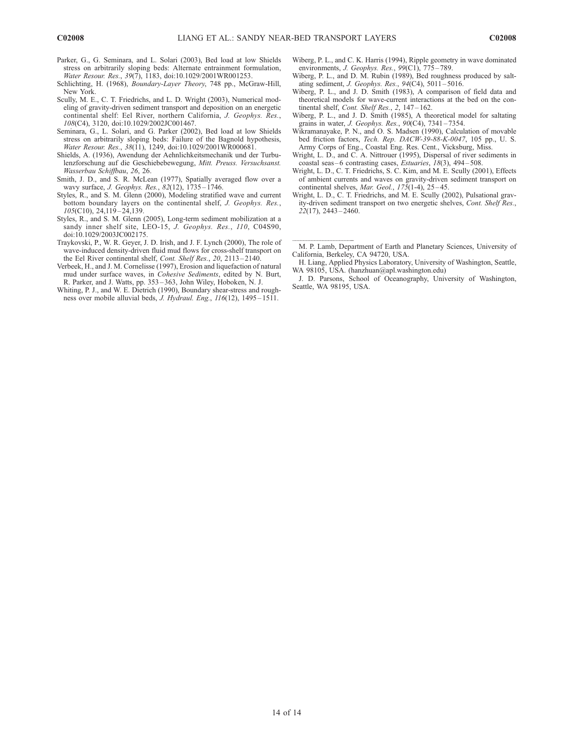Parker, G., G. Seminara, and L. Solari (2003), Bed load at low Shields stress on arbitrarily sloping beds: Alternate entrainment formulation, *Water Resour. Res.*, *39*(7), 1183, doi:10.1029/2001WR001253.

Schlichting, H. (1968), *Boundary-Layer Theory*, 748 pp., McGraw-Hill, New York.

Scully, M. E., C. T. Friedrichs, and L. D. Wright (2003), Numerical modeling of gravity-driven sediment transport and deposition on an energetic continental shelf: Eel River, northern California, *J. Geophys. Res.*, *108*(C4), 3120, doi:10.1029/2002JC001467.

Seminara, G., L. Solari, and G. Parker (2002), Bed load at low Shields stress on arbitrarily sloping beds: Failure of the Bagnold hypothesis, *Water Resour. Res.*, *38*(11), 1249, doi:10.1029/2001WR000681.

Shields, A. (1936), Awendung der Aehnlichkeitsmechanik und der Turbulenzforschung auf die Geschiebebewegung, *Mitt. Preuss. Versuchsanst. Wasserbau Schiffbau*, *26*, 26.

Smith, J. D., and S. R. McLean (1977), Spatially averaged flow over a wavy surface, *J. Geophys. Res.*, *82*(12), 1735–1746.

Styles, R., and S. M. Glenn (2000), Modeling stratified wave and current bottom boundary layers on the continental shelf, *J. Geophys. Res.*, *105*(C10), 24,119–24,139.

Styles, R., and S. M. Glenn (2005), Long-term sediment mobilization at a sandy inner shelf site, LEO-15, *J. Geophys. Res.*, *110*, C04S90, doi:10.1029/2003JC002175.

Traykovski, P., W. R. Geyer, J. D. Irish, and J. F. Lynch (2000), The role of wave-induced density-driven fluid mud flows for cross-shelf transport on the Eel River continental shelf, *Cont. Shelf Res.*, *20*, 2113–2140.

Verbeek, H., and J. M. Cornelisse (1997), Erosion and liquefaction of natural mud under surface waves, in *Cohesive Sediments*, edited by N. Burt, R. Parker, and J. Watts, pp. 353–363, John Wiley, Hoboken, N. J.

Whiting, P. J., and W. E. Dietrich (1990), Boundary shear-stress and roughness over mobile alluvial beds, *J. Hydraul. Eng.*, *116*(12), 1495–1511.

Wiberg, P. L., and C. K. Harris (1994), Ripple geometry in wave dominated environments, *J. Geophys. Res.*, *99*(C1), 775–789.

Wiberg, P. L., and D. M. Rubin (1989), Bed roughness produced by saltating sediment, *J. Geophys. Res.*, *94*(C4), 5011–5016.

Wiberg, P. L., and J. D. Smith (1983), A comparison of field data and theoretical models for wave-current interactions at the bed on the continental shelf, *Cont. Shelf Res.*, *2*, 147–162.

Wiberg, P. L., and J. D. Smith (1985), A theoretical model for saltating grains in water, *J. Geophys. Res.*, *90*(C4), 7341–7354.

Wikramanayake, P. N., and O. S. Madsen (1990), Calculation of movable bed friction factors, *Tech. Rep. DACW-39-88-K-0047*, 105 pp., U. S. Army Corps of Eng., Coastal Eng. Res. Cent., Vicksburg, Miss.

Wright, L. D., and C. A. Nittrouer (1995), Dispersal of river sediments in coastal seas–6 contrasting cases, *Estuaries*, *18*(3), 494–508.

Wright, L. D., C. T. Friedrichs, S. C. Kim, and M. E. Scully (2001), Effects of ambient currents and waves on gravity-driven sediment transport on continental shelves, *Mar. Geol.*, *175*(1-4), 25–45.

Wright, L. D., C. T. Friedrichs, and M. E. Scully (2002), Pulsational gravity-driven sediment transport on two energetic shelves, *Cont. Shelf Res.*, *22*(17), 2443–2460.

---

M. P. Lamb, Department of Earth and Planetary Sciences, University of California, Berkeley, CA 94720, USA.

H. Liang, Applied Physics Laboratory, University of Washington, Seattle, WA 98105, USA. (hanzhuan@apl.washington.edu)

J. D. Parsons, School of Oceanography, University of Washington, Seattle, WA 98195, USA.